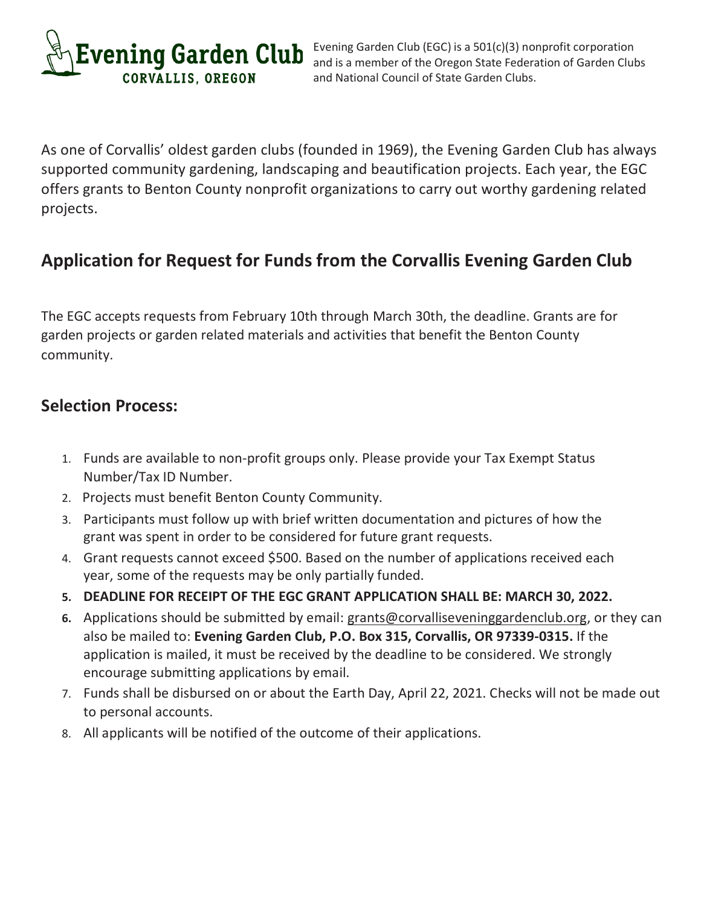**Evening Garden Club**
**CORVALLIS, OREGON**

Evening Garden Club (EGC) is a 501(c)(3) nonprofit corporation and is a member of the Oregon State Federation of Garden Clubs and National Council of State Garden Clubs.

As one of Corvallis' oldest garden clubs (founded in 1969), the Evening Garden Club has always supported community gardening, landscaping and beautification projects. Each year, the EGC offers grants to Benton County nonprofit organizations to carry out worthy gardening related projects.

## Application for Request for Funds from the Corvallis Evening Garden Club

The EGC accepts requests from February 10th through March 30th, the deadline. Grants are for garden projects or garden related materials and activities that benefit the Benton County community.

### Selection Process:

1. Funds are available to non-profit groups only. Please provide your Tax Exempt Status Number/Tax ID Number.
2. Projects must benefit Benton County Community.
3. Participants must follow up with brief written documentation and pictures of how the grant was spent in order to be considered for future grant requests.
4. Grant requests cannot exceed $500. Based on the number of applications received each year, some of the requests may be only partially funded.
5. **DEADLINE FOR RECEIPT OF THE EGC GRANT APPLICATION SHALL BE: MARCH 30, 2022.**
6. Applications should be submitted by email: grants@corvalliseveninggardenclub.org, or they can also be mailed to: **Evening Garden Club, P.O. Box 315, Corvallis, OR 97339-0315.** If the application is mailed, it must be received by the deadline to be considered. We strongly encourage submitting applications by email.
7. Funds shall be disbursed on or about the Earth Day, April 22, 2021. Checks will not be made out to personal accounts.
8. All applicants will be notified of the outcome of their applications.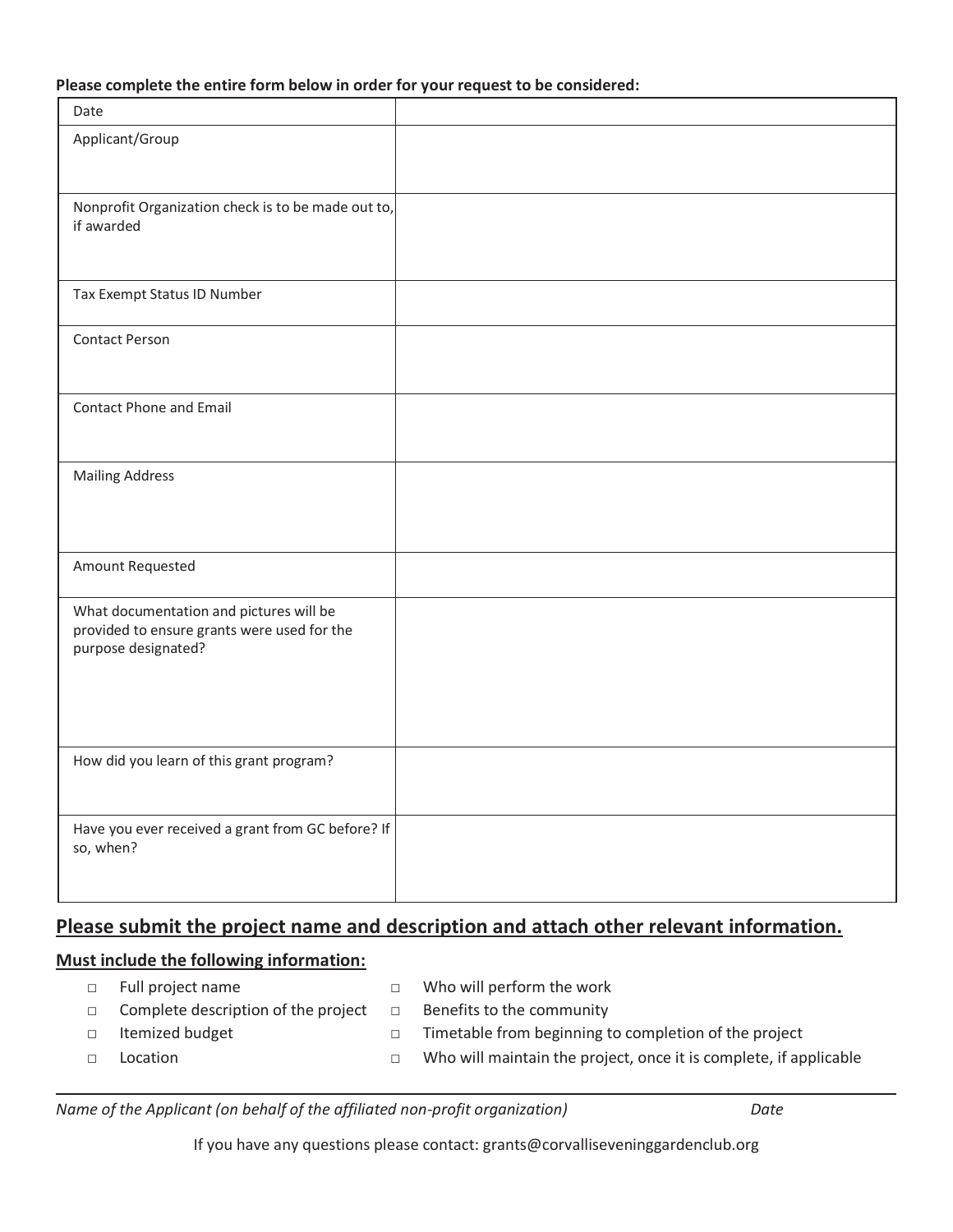**Please complete the entire form below in order for your request to be considered:**

| | |
|---|---|
| Date | |
| Applicant/Group | |
| Nonprofit Organization check is to be made out to, if awarded | |
| Tax Exempt Status ID Number | |
| Contact Person | |
| Contact Phone and Email | |
| Mailing Address | |
| Amount Requested | |
| What documentation and pictures will be provided to ensure grants were used for the purpose designated? | |
| How did you learn of this grant program? | |
| Have you ever received a grant from GC before? If so, when? | |

## Please submit the project name and description and attach other relevant information.

**Must include the following information:**

- □ Full project name
- □ Complete description of the project
- □ Itemized budget
- □ Location
- □ Who will perform the work
- □ Benefits to the community
- □ Timetable from beginning to completion of the project
- □ Who will maintain the project, once it is complete, if applicable

*Name of the Applicant (on behalf of the affiliated non-profit organization)* *Date*

If you have any questions please contact: grants@corvalliseveninggardenclub.org